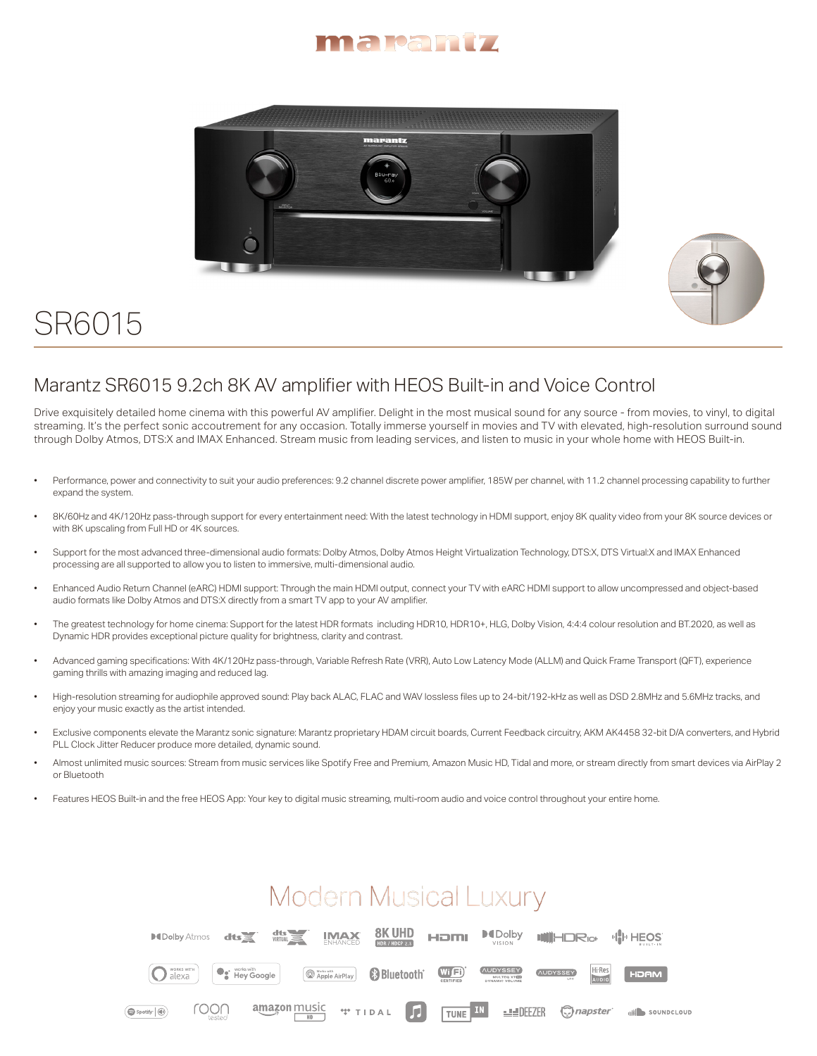# SR6015

## Marantz SR6015 9.2ch 8K AV amplifier with HEOS Built-in and Voice Control

Drive exquisitely detailed home cinema with this powerful AV amplifier. Delight in the most musical sound for any source - from movies, to vinyl, to digital streaming. It's the perfect sonic accoutrement for any occasion. Totally immerse yourself in movies and TV with elevated, high-resolution surround sound through Dolby Atmos, DTS:X and IMAX Enhanced. Stream music from leading services, and listen to music in your whole home with HEOS Built-in.

- Performance, power and connectivity to suit your audio preferences: 9.2 channel discrete power amplifier, 185W per channel, with 11.2 channel processing capability to further expand the system.
- 8K/60Hz and 4K/120Hz pass-through support for every entertainment need: With the latest technology in HDMI support, enjoy 8K quality video from your 8K source devices or with 8K upscaling from Full HD or 4K sources.
- Support for the most advanced three-dimensional audio formats: Dolby Atmos, Dolby Atmos Height Virtualization Technology, DTS:X, DTS Virtual:X and IMAX Enhanced processing are all supported to allow you to listen to immersive, multi-dimensional audio.
- Enhanced Audio Return Channel (eARC) HDMI support: Through the main HDMI output, connect your TV with eARC HDMI support to allow uncompressed and object-based audio formats like Dolby Atmos and DTS:X directly from a smart TV app to your AV amplifier.
- The greatest technology for home cinema: Support for the latest HDR formats including HDR10, HDR10+, HLG, Dolby Vision, 4:4:4 colour resolution and BT.2020, as well as Dynamic HDR provides exceptional picture quality for brightness, clarity and contrast.
- Advanced gaming specifications: With 4K/120Hz pass-through, Variable Refresh Rate (VRR), Auto Low Latency Mode (ALLM) and Quick Frame Transport (QFT), experience gaming thrills with amazing imaging and reduced lag.
- High-resolution streaming for audiophile approved sound: Play back ALAC, FLAC and WAV lossless files up to 24-bit/192-kHz as well as DSD 2.8MHz and 5.6MHz tracks, and enjoy your music exactly as the artist intended.
- Exclusive components elevate the Marantz sonic signature: Marantz proprietary HDAM circuit boards, Current Feedback circuitry, AKM AK4458 32-bit D/A converters, and Hybrid PLL Clock Jitter Reducer produce more detailed, dynamic sound.
- Almost unlimited music sources: Stream from music services like Spotify Free and Premium, Amazon Music HD, Tidal and more, or stream directly from smart devices via AirPlay 2 or Bluetooth
- Features HEOS Built-in and the free HEOS App: Your key to digital music streaming, multi-room audio and voice control throughout your entire home.

## Modern Musical Luxury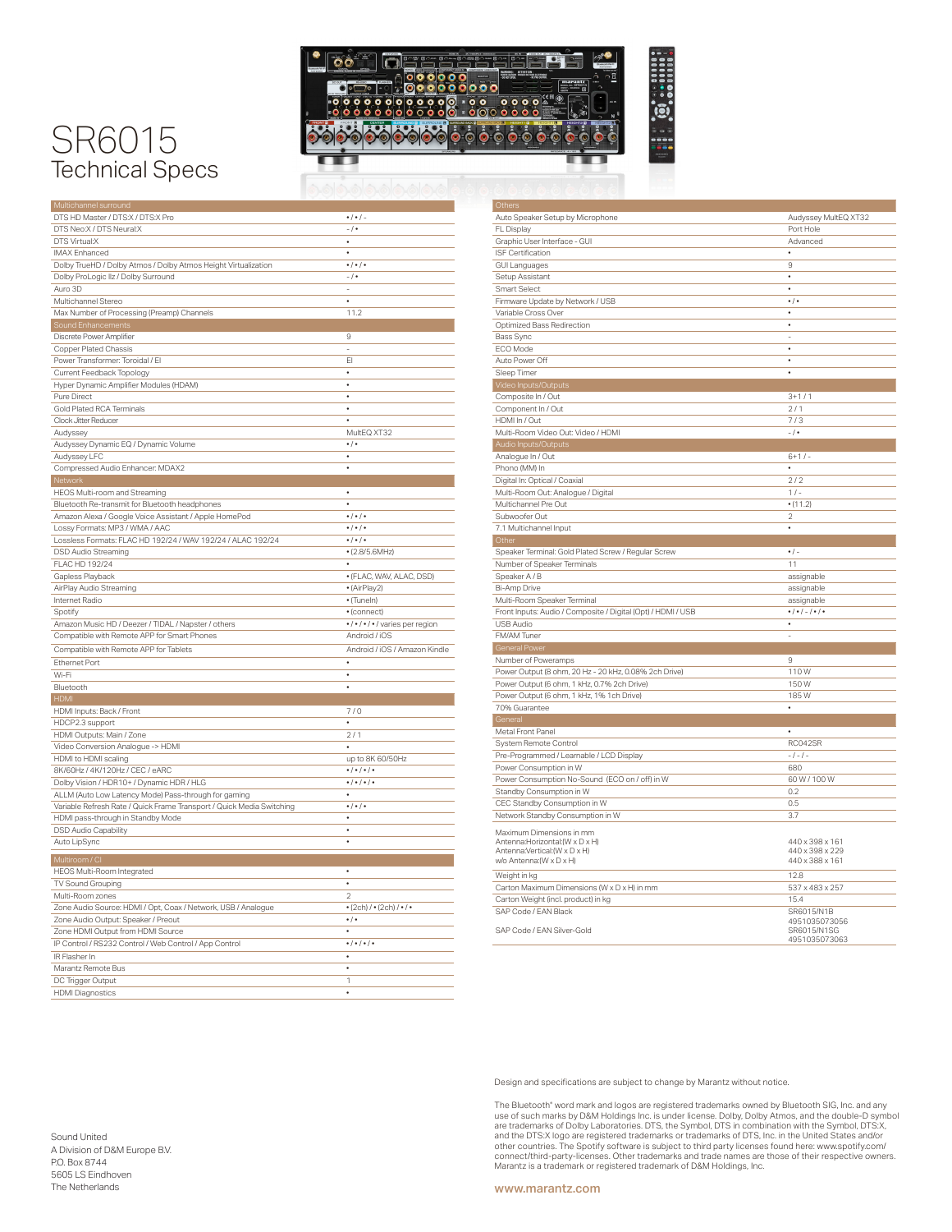# SR6015
## Technical Specs

| Multichannel surround | |
|---|---|
| DTS HD Master / DTS:X / DTS:X Pro | • / • / - |
| DTS Neo:X / DTS Neural:X | - / • |
| DTS Virtual:X | • |
| IMAX Enhanced | • |
| Dolby TrueHD / Dolby Atmos / Dolby Atmos Height Virtualization | • / • / • |
| Dolby ProLogic IIz / Dolby Surround | - / • |
| Auro 3D | - |
| Multichannel Stereo | • |
| Max Number of Processing (Preamp) Channels | 11.2 |
| **Sound Enhancements** | |
| Discrete Power Amplifier | 9 |
| Copper Plated Chassis | - |
| Power Transformer: Toroidal / EI | EI |
| Current Feedback Topology | • |
| Hyper Dynamic Amplifier Modules (HDAM) | • |
| Pure Direct | • |
| Gold Plated RCA Terminals | • |
| Clock Jitter Reducer | • |
| Audyssey | MultEQ XT32 |
| Audyssey Dynamic EQ / Dynamic Volume | • / • |
| Audyssey LFC | • |
| Compressed Audio Enhancer: MDAX2 | • |
| **Network** | |
| HEOS Multi-room and Streaming | • |
| Bluetooth Re-transmit for Bluetooth headphones | • |
| Amazon Alexa / Google Voice Assistant / Apple HomePod | • / • / • |
| Lossy Formats: MP3 / WMA / AAC | • / • / • |
| Lossless Formats: FLAC HD 192/24 / WAV 192/24 / ALAC 192/24 | • / • / • |
| DSD Audio Streaming | • (2.8/5.6MHz) |
| FLAC HD 192/24 | • |
| Gapless Playback | • (FLAC, WAV, ALAC, DSD) |
| AirPlay Audio Streaming | • (AirPlay2) |
| Internet Radio | • (TuneIn) |
| Spotify | • (connect) |
| Amazon Music HD / Deezer / TIDAL / Napster / others | • / • / • / • / varies per region |
| Compatible with Remote APP for Smart Phones | Android / iOS |
| Compatible with Remote APP for Tablets | Android / iOS / Amazon Kindle |
| Ethernet Port | • |
| Wi-Fi | • |
| Bluetooth | • |
| **HDMI** | |
| HDMI Inputs: Back / Front | 7 / 0 |
| HDCP2.3 support | • |
| HDMI Outputs: Main / Zone | 2 / 1 |
| Video Conversion Analogue -> HDMI | • |
| HDMI to HDMI scaling | up to 8K 60/50Hz |
| 8K/60Hz / 4K/120Hz / CEC / eARC | • / • / • / • |
| Dolby Vision / HDR10+ / Dynamic HDR / HLG | • / • / • / • |
| ALLM (Auto Low Latency Mode) Pass-through for gaming | • |
| Variable Refresh Rate / Quick Frame Transport / Quick Media Switching | • / • / • |
| HDMI pass-through in Standby Mode | • |
| DSD Audio Capability | • |
| Auto LipSync | • |
| **Multiroom / CI** | |
| HEOS Multi-Room Integrated | • |
| TV Sound Grouping | • |
| Multi-Room zones | 2 |
| Zone Audio Source: HDMI / Opt, Coax / Network, USB / Analogue | • (2ch) / • (2ch) / • / • |
| Zone Audio Output: Speaker / Preout | • / • |
| Zone HDMI Output from HDMI Source | • |
| IP Control / RS232 Control / Web Control / App Control | • / • / • / • |
| IR Flasher In | • |
| Marantz Remote Bus | • |
| DC Trigger Output | 1 |
| HDMI Diagnostics | • |

| Others | |
|---|---|
| Auto Speaker Setup by Microphone | Audyssey MultEQ XT32 |
| FL Display | Port Hole |
| Graphic User Interface - GUI | Advanced |
| ISF Certification | • |
| GUI Languages | 9 |
| Setup Assistant | • |
| Smart Select | • |
| Firmware Update by Network / USB | • / • |
| Variable Cross Over | • |
| Optimized Bass Redirection | • |
| Bass Sync | - |
| ECO Mode | • |
| Auto Power Off | • |
| Sleep Timer | • |
| **Video Inputs/Outputs** | |
| Composite In / Out | 3+1 / 1 |
| Component In / Out | 2 / 1 |
| HDMI In / Out | 7 / 3 |
| Multi-Room Video Out: Video / HDMI | - / • |
| **Audio Inputs/Outputs** | |
| Analogue In / Out | 6+1 / - |
| Phono (MM) In | • |
| Digital In: Optical / Coaxial | 2 / 2 |
| Multi-Room Out: Analogue / Digital | 1 / - |
| Multichannel Pre Out | • (11.2) |
| Subwoofer Out | 2 |
| 7.1 Multichannel Input | • |
| **Other** | |
| Speaker Terminal: Gold Plated Screw / Regular Screw | • / - |
| Number of Speaker Terminals | 11 |
| Speaker A / B | assignable |
| Bi-Amp Drive | assignable |
| Multi-Room Speaker Terminal | assignable |
| Front Inputs: Audio / Composite / Digital (Opt) / HDMI / USB | • / • / - / • / • |
| USB Audio | • |
| FM/AM Tuner | - |
| **General Power** | |
| Number of Poweramps | 9 |
| Power Output (8 ohm, 20 Hz - 20 kHz, 0.08% 2ch Drive) | 110 W |
| Power Output (6 ohm, 1 kHz, 0.7% 2ch Drive) | 150 W |
| Power Output (6 ohm, 1 kHz, 1% 1ch Drive) | 185 W |
| 70% Guarantee | • |
| **General** | |
| Metal Front Panel | • |
| System Remote Control | RC042SR |
| Pre-Programmed / Learnable / LCD Display | - / - / - |
| Power Consumption in W | 680 |
| Power Consumption No-Sound (ECO on / off) in W | 60 W / 100 W |
| Standby Consumption in W | 0.2 |
| CEC Standby Consumption in W | 0.5 |
| Network Standby Consumption in W | 3.7 |
| Maximum Dimensions in mm<br>Antenna:Horizontal:(W x D x H)<br>Antenna:Vertical:(W x D x H)<br>w/o Antenna:(W x D x H) | <br>440 x 398 x 161<br>440 x 398 x 229<br>440 x 388 x 161 |
| Weight in kg | 12.8 |
| Carton Maximum Dimensions (W x D x H) in mm | 537 x 483 x 257 |
| Carton Weight (incl. product) in kg | 15.4 |
| SAP Code / EAN Black | SR6015/N1B<br>4951035073056 |
| SAP Code / EAN Silver-Gold | SR6015/N1SG<br>4951035073063 |

Design and specifications are subject to change by Marantz without notice.

The Bluetooth® word mark and logos are registered trademarks owned by Bluetooth SIG, Inc. and any use of such marks by D&M Holdings Inc. is under license. Dolby, Dolby Atmos, and the double-D symbol are trademarks of Dolby Laboratories. DTS, the Symbol, DTS in combination with the Symbol, DTS:X, and the DTS:X logo are registered trademarks or trademarks of DTS, Inc. in the United States and/or other countries. The Spotify software is subject to third party licenses found here: www.spotify.com/connect/third-party-licenses. Other trademarks and trade names are those of their respective owners. Marantz is a trademark or registered trademark of D&M Holdings, Inc.

Sound United
A Division of D&M Europe B.V.
P.O. Box 8744
5605 LS Eindhoven
The Netherlands

www.marantz.com